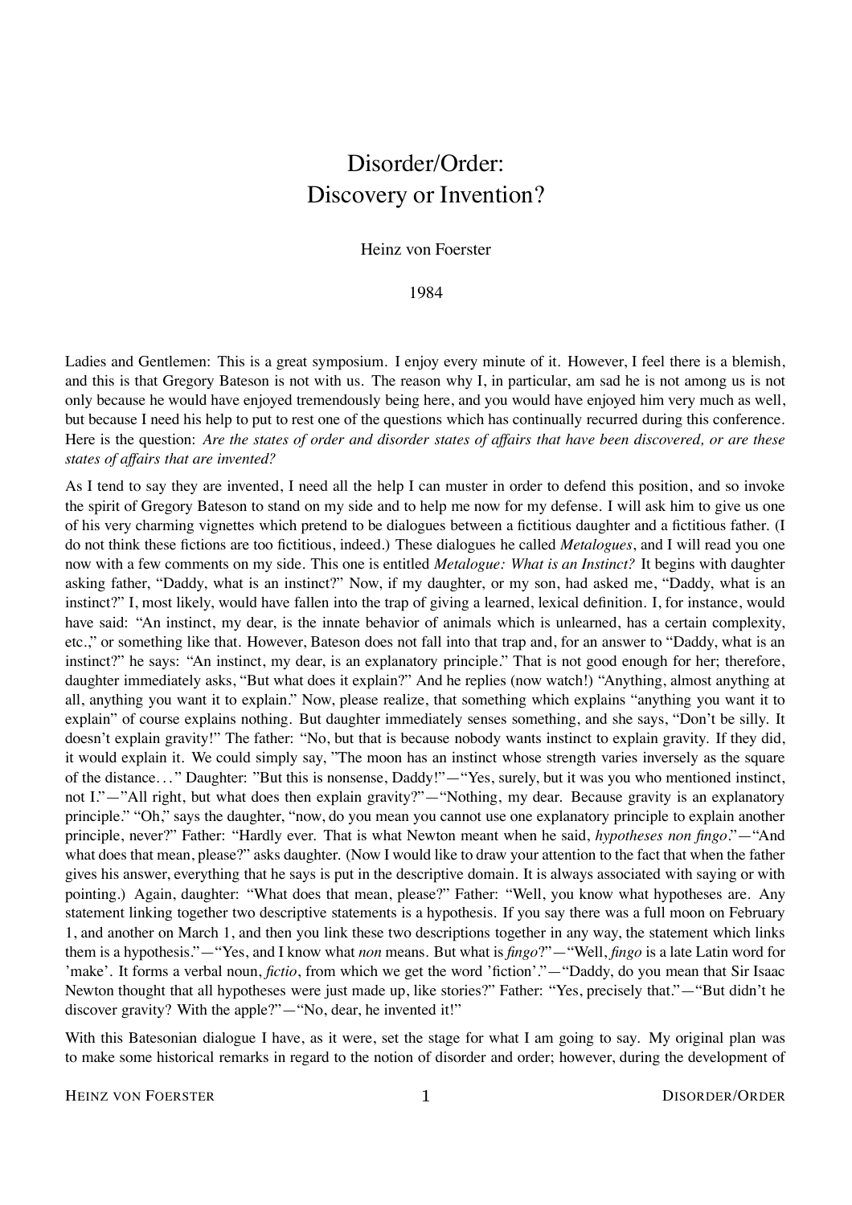# Disorder/Order: Discovery or Invention?

Heinz von Foerster

1984

Ladies and Gentlemen: This is a great symposium. I enjoy every minute of it. However, I feel there is a blemish, and this is that Gregory Bateson is not with us. The reason why I, in particular, am sad he is not among us is not only because he would have enjoyed tremendously being here, and you would have enjoyed him very much as well, but because I need his help to put to rest one of the questions which has continually recurred during this conference. Here is the question: *Are the states of order and disorder states of affairs that have been discovered, or are these states of affairs that are invented?*

As I tend to say they are invented, I need all the help I can muster in order to defend this position, and so invoke the spirit of Gregory Bateson to stand on my side and to help me now for my defense. I will ask him to give us one of his very charming vignettes which pretend to be dialogues between a fictitious daughter and a fictitious father. (I do not think these fictions are too fictitious, indeed.) These dialogues he called *Metalogues*, and I will read you one now with a few comments on my side. This one is entitled *Metalogue: What is an Instinct?* It begins with daughter asking father, "Daddy, what is an instinct?" Now, if my daughter, or my son, had asked me, "Daddy, what is an instinct?" I, most likely, would have fallen into the trap of giving a learned, lexical definition. I, for instance, would have said: "An instinct, my dear, is the innate behavior of animals which is unlearned, has a certain complexity, etc.," or something like that. However, Bateson does not fall into that trap and, for an answer to "Daddy, what is an instinct?" he says: "An instinct, my dear, is an explanatory principle." That is not good enough for her; therefore, daughter immediately asks, "But what does it explain?" And he replies (now watch!) "Anything, almost anything at all, anything you want it to explain." Now, please realize, that something which explains "anything you want it to explain" of course explains nothing. But daughter immediately senses something, and she says, "Don't be silly. It doesn't explain gravity!" The father: "No, but that is because nobody wants instinct to explain gravity. If they did, it would explain it. We could simply say, "The moon has an instinct whose strength varies inversely as the square of the distance..." Daughter: "But this is nonsense, Daddy!"—"Yes, surely, but it was you who mentioned instinct, not I."—"All right, but what does then explain gravity?"—"Nothing, my dear. Because gravity is an explanatory principle." "Oh," says the daughter, "now, do you mean you cannot use one explanatory principle to explain another principle, never?" Father: "Hardly ever. That is what Newton meant when he said, *hypotheses non fingo*."—"And what does that mean, please?" asks daughter. (Now I would like to draw your attention to the fact that when the father gives his answer, everything that he says is put in the descriptive domain. It is always associated with saying or with pointing.) Again, daughter: "What does that mean, please?" Father: "Well, you know what hypotheses are. Any statement linking together two descriptive statements is a hypothesis. If you say there was a full moon on February 1, and another on March 1, and then you link these two descriptions together in any way, the statement which links them is a hypothesis."—"Yes, and I know what *non* means. But what is *fingo*?"—"Well, *fingo* is a late Latin word for 'make'. It forms a verbal noun, *fictio*, from which we get the word 'fiction'."—"Daddy, do you mean that Sir Isaac Newton thought that all hypotheses were just made up, like stories?" Father: "Yes, precisely that."—"But didn't he discover gravity? With the apple?"—"No, dear, he invented it!"

With this Batesonian dialogue I have, as it were, set the stage for what I am going to say. My original plan was to make some historical remarks in regard to the notion of disorder and order; however, during the development of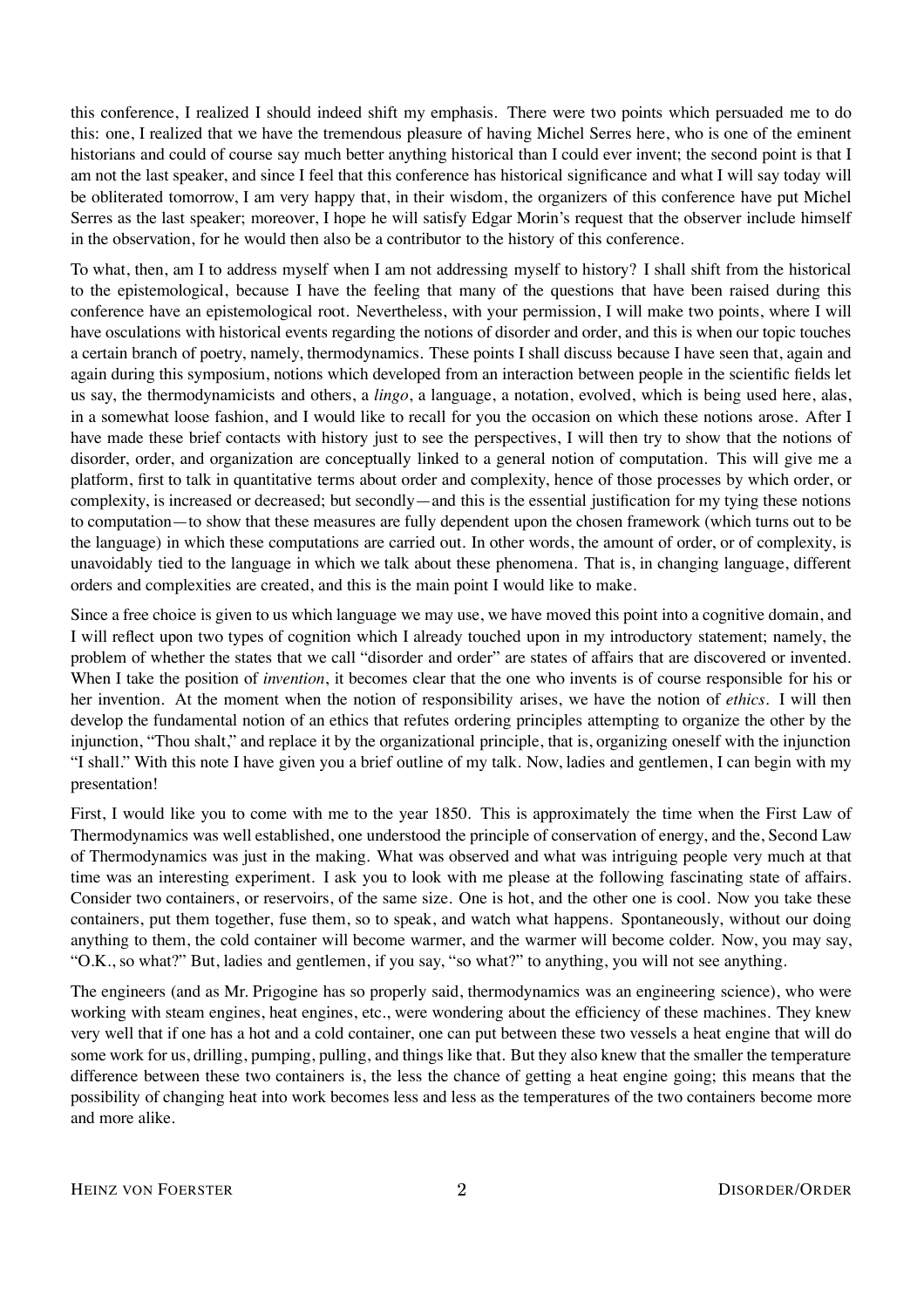this conference, I realized I should indeed shift my emphasis. There were two points which persuaded me to do this: one, I realized that we have the tremendous pleasure of having Michel Serres here, who is one of the eminent historians and could of course say much better anything historical than I could ever invent; the second point is that I am not the last speaker, and since I feel that this conference has historical significance and what I will say today will be obliterated tomorrow, I am very happy that, in their wisdom, the organizers of this conference have put Michel Serres as the last speaker; moreover, I hope he will satisfy Edgar Morin's request that the observer include himself in the observation, for he would then also be a contributor to the history of this conference.

To what, then, am I to address myself when I am not addressing myself to history? I shall shift from the historical to the epistemological, because I have the feeling that many of the questions that have been raised during this conference have an epistemological root. Nevertheless, with your permission, I will make two points, where I will have osculations with historical events regarding the notions of disorder and order, and this is when our topic touches a certain branch of poetry, namely, thermodynamics. These points I shall discuss because I have seen that, again and again during this symposium, notions which developed from an interaction between people in the scientific fields let us say, the thermodynamicists and others, a *lingo*, a language, a notation, evolved, which is being used here, alas, in a somewhat loose fashion, and I would like to recall for you the occasion on which these notions arose. After I have made these brief contacts with history just to see the perspectives, I will then try to show that the notions of disorder, order, and organization are conceptually linked to a general notion of computation. This will give me a platform, first to talk in quantitative terms about order and complexity, hence of those processes by which order, or complexity, is increased or decreased; but secondly—and this is the essential justification for my tying these notions to computation—to show that these measures are fully dependent upon the chosen framework (which turns out to be the language) in which these computations are carried out. In other words, the amount of order, or of complexity, is unavoidably tied to the language in which we talk about these phenomena. That is, in changing language, different orders and complexities are created, and this is the main point I would like to make.

Since a free choice is given to us which language we may use, we have moved this point into a cognitive domain, and I will reflect upon two types of cognition which I already touched upon in my introductory statement; namely, the problem of whether the states that we call "disorder and order" are states of affairs that are discovered or invented. When I take the position of *invention*, it becomes clear that the one who invents is of course responsible for his or her invention. At the moment when the notion of responsibility arises, we have the notion of *ethics*. I will then develop the fundamental notion of an ethics that refutes ordering principles attempting to organize the other by the injunction, "Thou shalt," and replace it by the organizational principle, that is, organizing oneself with the injunction "I shall." With this note I have given you a brief outline of my talk. Now, ladies and gentlemen, I can begin with my presentation!

First, I would like you to come with me to the year 1850. This is approximately the time when the First Law of Thermodynamics was well established, one understood the principle of conservation of energy, and the, Second Law of Thermodynamics was just in the making. What was observed and what was intriguing people very much at that time was an interesting experiment. I ask you to look with me please at the following fascinating state of affairs. Consider two containers, or reservoirs, of the same size. One is hot, and the other one is cool. Now you take these containers, put them together, fuse them, so to speak, and watch what happens. Spontaneously, without our doing anything to them, the cold container will become warmer, and the warmer will become colder. Now, you may say, "O.K., so what?" But, ladies and gentlemen, if you say, "so what?" to anything, you will not see anything.

The engineers (and as Mr. Prigogine has so properly said, thermodynamics was an engineering science), who were working with steam engines, heat engines, etc., were wondering about the efficiency of these machines. They knew very well that if one has a hot and a cold container, one can put between these two vessels a heat engine that will do some work for us, drilling, pumping, pulling, and things like that. But they also knew that the smaller the temperature difference between these two containers is, the less the chance of getting a heat engine going; this means that the possibility of changing heat into work becomes less and less as the temperatures of the two containers become more and more alike.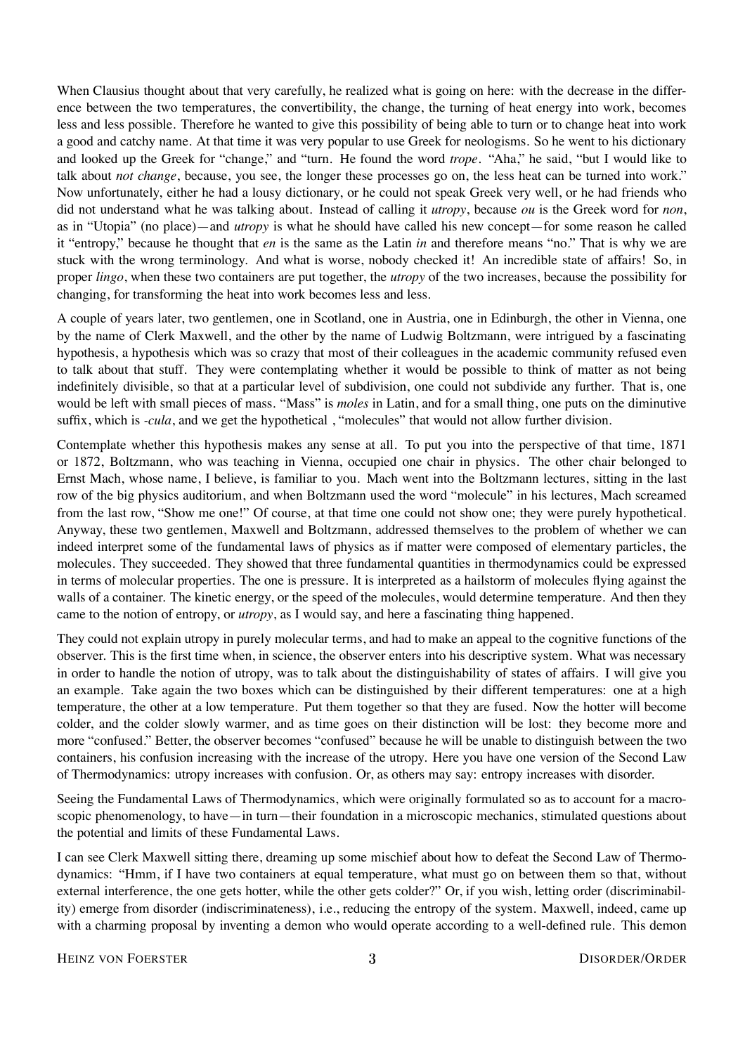When Clausius thought about that very carefully, he realized what is going on here: with the decrease in the difference between the two temperatures, the convertibility, the change, the turning of heat energy into work, becomes less and less possible. Therefore he wanted to give this possibility of being able to turn or to change heat into work a good and catchy name. At that time it was very popular to use Greek for neologisms. So he went to his dictionary and looked up the Greek for "change," and "turn. He found the word *trope*. "Aha," he said, "but I would like to talk about *not change*, because, you see, the longer these processes go on, the less heat can be turned into work." Now unfortunately, either he had a lousy dictionary, or he could not speak Greek very well, or he had friends who did not understand what he was talking about. Instead of calling it *utropy*, because *ou* is the Greek word for *non*, as in "Utopia" (no place)—and *utropy* is what he should have called his new concept—for some reason he called it "entropy," because he thought that *en* is the same as the Latin *in* and therefore means "no." That is why we are stuck with the wrong terminology. And what is worse, nobody checked it! An incredible state of affairs! So, in proper *lingo*, when these two containers are put together, the *utropy* of the two increases, because the possibility for changing, for transforming the heat into work becomes less and less.

A couple of years later, two gentlemen, one in Scotland, one in Austria, one in Edinburgh, the other in Vienna, one by the name of Clerk Maxwell, and the other by the name of Ludwig Boltzmann, were intrigued by a fascinating hypothesis, a hypothesis which was so crazy that most of their colleagues in the academic community refused even to talk about that stuff. They were contemplating whether it would be possible to think of matter as not being indefinitely divisible, so that at a particular level of subdivision, one could not subdivide any further. That is, one would be left with small pieces of mass. "Mass" is *moles* in Latin, and for a small thing, one puts on the diminutive suffix, which is *-cula*, and we get the hypothetical , "molecules" that would not allow further division.

Contemplate whether this hypothesis makes any sense at all. To put you into the perspective of that time, 1871 or 1872, Boltzmann, who was teaching in Vienna, occupied one chair in physics. The other chair belonged to Ernst Mach, whose name, I believe, is familiar to you. Mach went into the Boltzmann lectures, sitting in the last row of the big physics auditorium, and when Boltzmann used the word "molecule" in his lectures, Mach screamed from the last row, "Show me one!" Of course, at that time one could not show one; they were purely hypothetical. Anyway, these two gentlemen, Maxwell and Boltzmann, addressed themselves to the problem of whether we can indeed interpret some of the fundamental laws of physics as if matter were composed of elementary particles, the molecules. They succeeded. They showed that three fundamental quantities in thermodynamics could be expressed in terms of molecular properties. The one is pressure. It is interpreted as a hailstorm of molecules flying against the walls of a container. The kinetic energy, or the speed of the molecules, would determine temperature. And then they came to the notion of entropy, or *utropy*, as I would say, and here a fascinating thing happened.

They could not explain utropy in purely molecular terms, and had to make an appeal to the cognitive functions of the observer. This is the first time when, in science, the observer enters into his descriptive system. What was necessary in order to handle the notion of utropy, was to talk about the distinguishability of states of affairs. I will give you an example. Take again the two boxes which can be distinguished by their different temperatures: one at a high temperature, the other at a low temperature. Put them together so that they are fused. Now the hotter will become colder, and the colder slowly warmer, and as time goes on their distinction will be lost: they become more and more "confused." Better, the observer becomes "confused" because he will be unable to distinguish between the two containers, his confusion increasing with the increase of the utropy. Here you have one version of the Second Law of Thermodynamics: utropy increases with confusion. Or, as others may say: entropy increases with disorder.

Seeing the Fundamental Laws of Thermodynamics, which were originally formulated so as to account for a macroscopic phenomenology, to have—in turn—their foundation in a microscopic mechanics, stimulated questions about the potential and limits of these Fundamental Laws.

I can see Clerk Maxwell sitting there, dreaming up some mischief about how to defeat the Second Law of Thermodynamics: "Hmm, if I have two containers at equal temperature, what must go on between them so that, without external interference, the one gets hotter, while the other gets colder?" Or, if you wish, letting order (discriminability) emerge from disorder (indiscriminateness), i.e., reducing the entropy of the system. Maxwell, indeed, came up with a charming proposal by inventing a demon who would operate according to a well-defined rule. This demon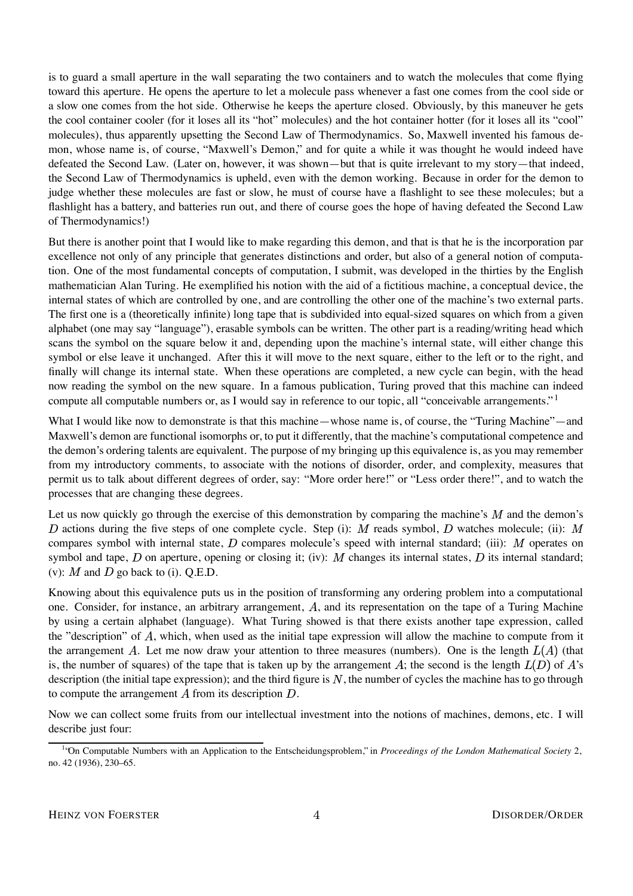is to guard a small aperture in the wall separating the two containers and to watch the molecules that come flying toward this aperture. He opens the aperture to let a molecule pass whenever a fast one comes from the cool side or a slow one comes from the hot side. Otherwise he keeps the aperture closed. Obviously, by this maneuver he gets the cool container cooler (for it loses all its "hot" molecules) and the hot container hotter (for it loses all its "cool" molecules), thus apparently upsetting the Second Law of Thermodynamics. So, Maxwell invented his famous demon, whose name is, of course, "Maxwell's Demon," and for quite a while it was thought he would indeed have defeated the Second Law. (Later on, however, it was shown—but that is quite irrelevant to my story—that indeed, the Second Law of Thermodynamics is upheld, even with the demon working. Because in order for the demon to judge whether these molecules are fast or slow, he must of course have a flashlight to see these molecules; but a flashlight has a battery, and batteries run out, and there of course goes the hope of having defeated the Second Law of Thermodynamics!)

But there is another point that I would like to make regarding this demon, and that is that he is the incorporation par excellence not only of any principle that generates distinctions and order, but also of a general notion of computation. One of the most fundamental concepts of computation, I submit, was developed in the thirties by the English mathematician Alan Turing. He exemplified his notion with the aid of a fictitious machine, a conceptual device, the internal states of which are controlled by one, and are controlling the other one of the machine's two external parts. The first one is a (theoretically infinite) long tape that is subdivided into equal-sized squares on which from a given alphabet (one may say "language"), erasable symbols can be written. The other part is a reading/writing head which scans the symbol on the square below it and, depending upon the machine's internal state, will either change this symbol or else leave it unchanged. After this it will move to the next square, either to the left or to the right, and finally will change its internal state. When these operations are completed, a new cycle can begin, with the head now reading the symbol on the new square. In a famous publication, Turing proved that this machine can indeed compute all computable numbers or, as I would say in reference to our topic, all "conceivable arrangements."[1]

What I would like now to demonstrate is that this machine—whose name is, of course, the "Turing Machine"—and Maxwell's demon are functional isomorphs or, to put it differently, that the machine's computational competence and the demon's ordering talents are equivalent. The purpose of my bringing up this equivalence is, as you may remember from my introductory comments, to associate with the notions of disorder, order, and complexity, measures that permit us to talk about different degrees of order, say: "More order here!" or "Less order there!", and to watch the processes that are changing these degrees.

Let us now quickly go through the exercise of this demonstration by comparing the machine's $M$ and the demon's $D$ actions during the five steps of one complete cycle. Step (i): $M$ reads symbol, $D$ watches molecule; (ii): $M$ compares symbol with internal state, $D$ compares molecule's speed with internal standard; (iii): $M$ operates on symbol and tape, $D$ on aperture, opening or closing it; (iv): $M$ changes its internal states, $D$ its internal standard; (v): $M$ and $D$ go back to (i). Q.E.D.

Knowing about this equivalence puts us in the position of transforming any ordering problem into a computational one. Consider, for instance, an arbitrary arrangement, $A$, and its representation on the tape of a Turing Machine by using a certain alphabet (language). What Turing showed is that there exists another tape expression, called the "description" of $A$, which, when used as the initial tape expression will allow the machine to compute from it the arrangement $A$. Let me now draw your attention to three measures (numbers). One is the length $L(A)$ (that is, the number of squares) of the tape that is taken up by the arrangement $A$; the second is the length $L(D)$ of $A$'s description (the initial tape expression); and the third figure is $N$, the number of cycles the machine has to go through to compute the arrangement $A$ from its description $D$.

Now we can collect some fruits from our intellectual investment into the notions of machines, demons, etc. I will describe just four:

[1] "On Computable Numbers with an Application to the Entscheidungsproblem," in *Proceedings of the London Mathematical Society* 2, no. 42 (1936), 230–65.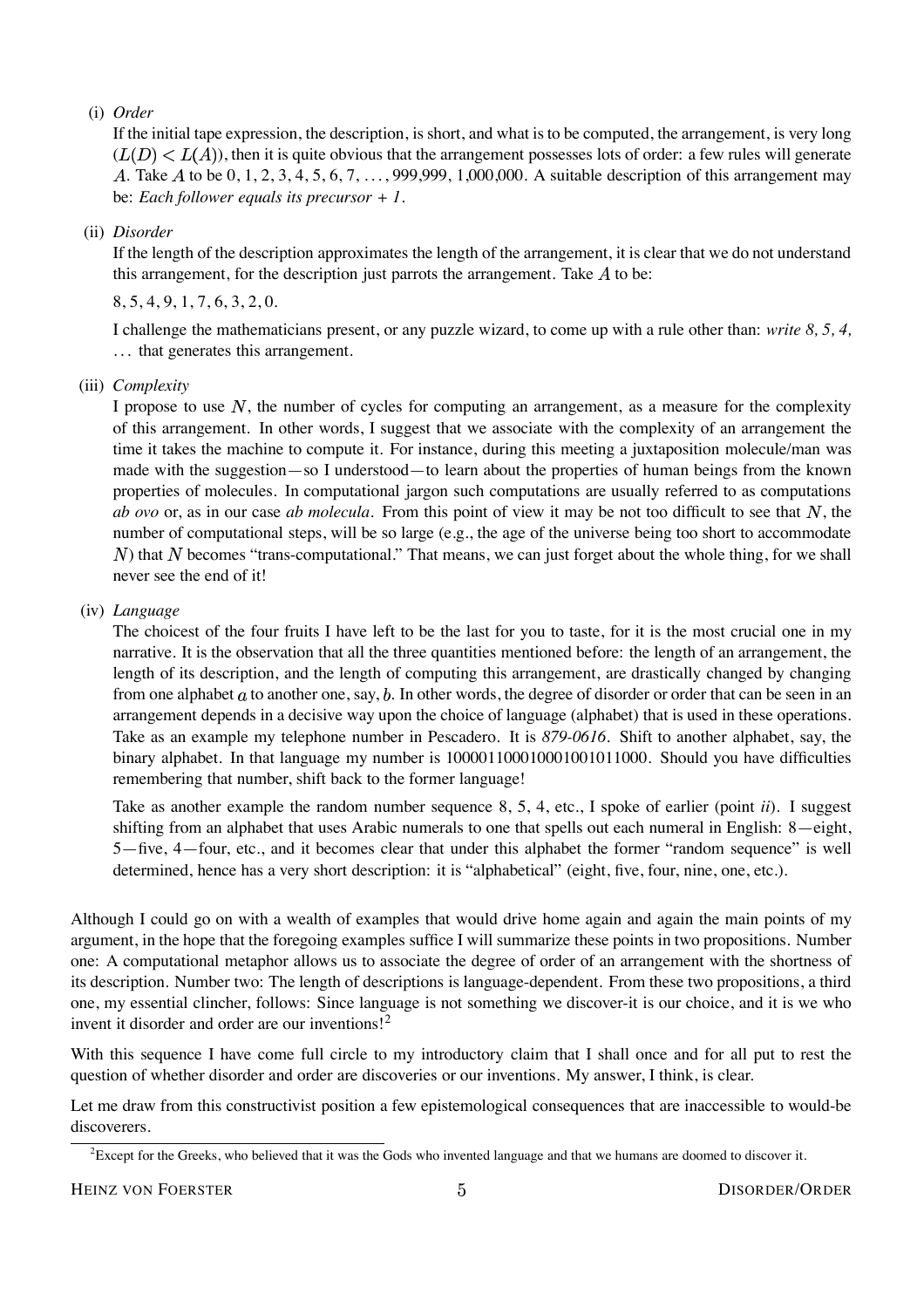(i) *Order*

If the initial tape expression, the description, is short, and what is to be computed, the arrangement, is very long ($L(D) < L(A)$), then it is quite obvious that the arrangement possesses lots of order: a few rules will generate $A$. Take $A$ to be $0, 1, 2, 3, 4, 5, 6, 7, \ldots, 999{,}999, 1{,}000{,}000$. A suitable description of this arrangement may be: *Each follower equals its precursor + 1.*

(ii) *Disorder*

If the length of the description approximates the length of the arrangement, it is clear that we do not understand this arrangement, for the description just parrots the arrangement. Take $A$ to be:

$8, 5, 4, 9, 1, 7, 6, 3, 2, 0.$

I challenge the mathematicians present, or any puzzle wizard, to come up with a rule other than: *write 8, 5, 4, ...* that generates this arrangement.

(iii) *Complexity*

I propose to use $N$, the number of cycles for computing an arrangement, as a measure for the complexity of this arrangement. In other words, I suggest that we associate with the complexity of an arrangement the time it takes the machine to compute it. For instance, during this meeting a juxtaposition molecule/man was made with the suggestion—so I understood—to learn about the properties of human beings from the known properties of molecules. In computational jargon such computations are usually referred to as computations *ab ovo* or, as in our case *ab molecula*. From this point of view it may be not too difficult to see that $N$, the number of computational steps, will be so large (e.g., the age of the universe being too short to accommodate $N$) that $N$ becomes "trans-computational." That means, we can just forget about the whole thing, for we shall never see the end of it!

(iv) *Language*

The choicest of the four fruits I have left to be the last for you to taste, for it is the most crucial one in my narrative. It is the observation that all the three quantities mentioned before: the length of an arrangement, the length of its description, and the length of computing this arrangement, are drastically changed by changing from one alphabet $a$ to another one, say, $b$. In other words, the degree of disorder or order that can be seen in an arrangement depends in a decisive way upon the choice of language (alphabet) that is used in these operations. Take as an example my telephone number in Pescadero. It is *879-0616*. Shift to another alphabet, say, the binary alphabet. In that language my number is 100001100010001001011000. Should you have difficulties remembering that number, shift back to the former language!

Take as another example the random number sequence 8, 5, 4, etc., I spoke of earlier (point *ii*). I suggest shifting from an alphabet that uses Arabic numerals to one that spells out each numeral in English: 8—eight, 5—five, 4—four, etc., and it becomes clear that under this alphabet the former "random sequence" is well determined, hence has a very short description: it is "alphabetical" (eight, five, four, nine, one, etc.).

Although I could go on with a wealth of examples that would drive home again and again the main points of my argument, in the hope that the foregoing examples suffice I will summarize these points in two propositions. Number one: A computational metaphor allows us to associate the degree of order of an arrangement with the shortness of its description. Number two: The length of descriptions is language-dependent. From these two propositions, a third one, my essential clincher, follows: Since language is not something we discover-it is our choice, and it is we who invent it disorder and order are our inventions![2]

With this sequence I have come full circle to my introductory claim that I shall once and for all put to rest the question of whether disorder and order are discoveries or our inventions. My answer, I think, is clear.

Let me draw from this constructivist position a few epistemological consequences that are inaccessible to would-be discoverers.

---

[2] Except for the Greeks, who believed that it was the Gods who invented language and that we humans are doomed to discover it.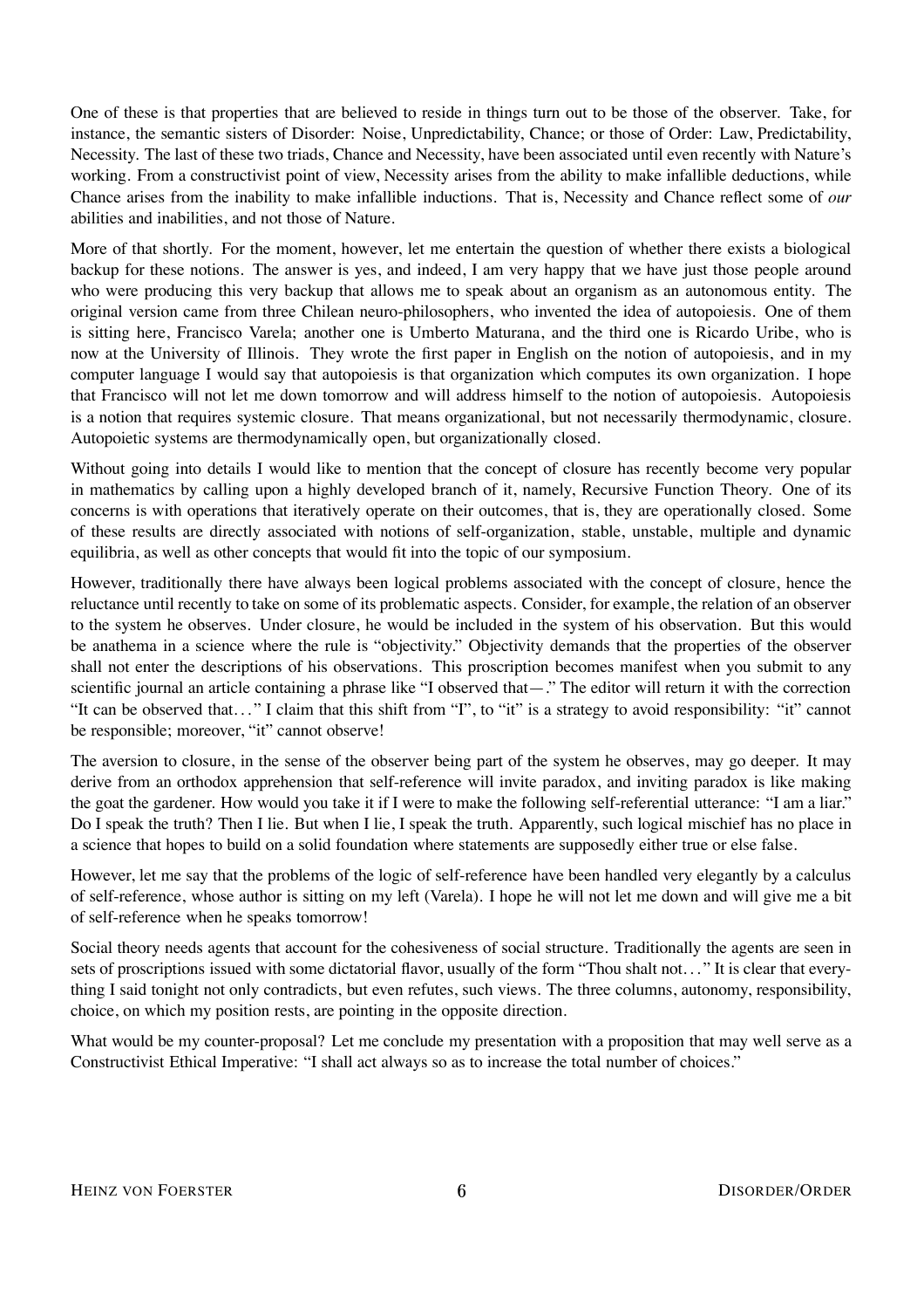One of these is that properties that are believed to reside in things turn out to be those of the observer. Take, for instance, the semantic sisters of Disorder: Noise, Unpredictability, Chance; or those of Order: Law, Predictability, Necessity. The last of these two triads, Chance and Necessity, have been associated until even recently with Nature's working. From a constructivist point of view, Necessity arises from the ability to make infallible deductions, while Chance arises from the inability to make infallible inductions. That is, Necessity and Chance reflect some of *our* abilities and inabilities, and not those of Nature.

More of that shortly. For the moment, however, let me entertain the question of whether there exists a biological backup for these notions. The answer is yes, and indeed, I am very happy that we have just those people around who were producing this very backup that allows me to speak about an organism as an autonomous entity. The original version came from three Chilean neuro-philosophers, who invented the idea of autopoiesis. One of them is sitting here, Francisco Varela; another one is Umberto Maturana, and the third one is Ricardo Uribe, who is now at the University of Illinois. They wrote the first paper in English on the notion of autopoiesis, and in my computer language I would say that autopoiesis is that organization which computes its own organization. I hope that Francisco will not let me down tomorrow and will address himself to the notion of autopoiesis. Autopoiesis is a notion that requires systemic closure. That means organizational, but not necessarily thermodynamic, closure. Autopoietic systems are thermodynamically open, but organizationally closed.

Without going into details I would like to mention that the concept of closure has recently become very popular in mathematics by calling upon a highly developed branch of it, namely, Recursive Function Theory. One of its concerns is with operations that iteratively operate on their outcomes, that is, they are operationally closed. Some of these results are directly associated with notions of self-organization, stable, unstable, multiple and dynamic equilibria, as well as other concepts that would fit into the topic of our symposium.

However, traditionally there have always been logical problems associated with the concept of closure, hence the reluctance until recently to take on some of its problematic aspects. Consider, for example, the relation of an observer to the system he observes. Under closure, he would be included in the system of his observation. But this would be anathema in a science where the rule is "objectivity." Objectivity demands that the properties of the observer shall not enter the descriptions of his observations. This proscription becomes manifest when you submit to any scientific journal an article containing a phrase like "I observed that—." The editor will return it with the correction "It can be observed that..." I claim that this shift from "I", to "it" is a strategy to avoid responsibility: "it" cannot be responsible; moreover, "it" cannot observe!

The aversion to closure, in the sense of the observer being part of the system he observes, may go deeper. It may derive from an orthodox apprehension that self-reference will invite paradox, and inviting paradox is like making the goat the gardener. How would you take it if I were to make the following self-referential utterance: "I am a liar." Do I speak the truth? Then I lie. But when I lie, I speak the truth. Apparently, such logical mischief has no place in a science that hopes to build on a solid foundation where statements are supposedly either true or else false.

However, let me say that the problems of the logic of self-reference have been handled very elegantly by a calculus of self-reference, whose author is sitting on my left (Varela). I hope he will not let me down and will give me a bit of self-reference when he speaks tomorrow!

Social theory needs agents that account for the cohesiveness of social structure. Traditionally the agents are seen in sets of proscriptions issued with some dictatorial flavor, usually of the form "Thou shalt not..." It is clear that everything I said tonight not only contradicts, but even refutes, such views. The three columns, autonomy, responsibility, choice, on which my position rests, are pointing in the opposite direction.

What would be my counter-proposal? Let me conclude my presentation with a proposition that may well serve as a Constructivist Ethical Imperative: "I shall act always so as to increase the total number of choices."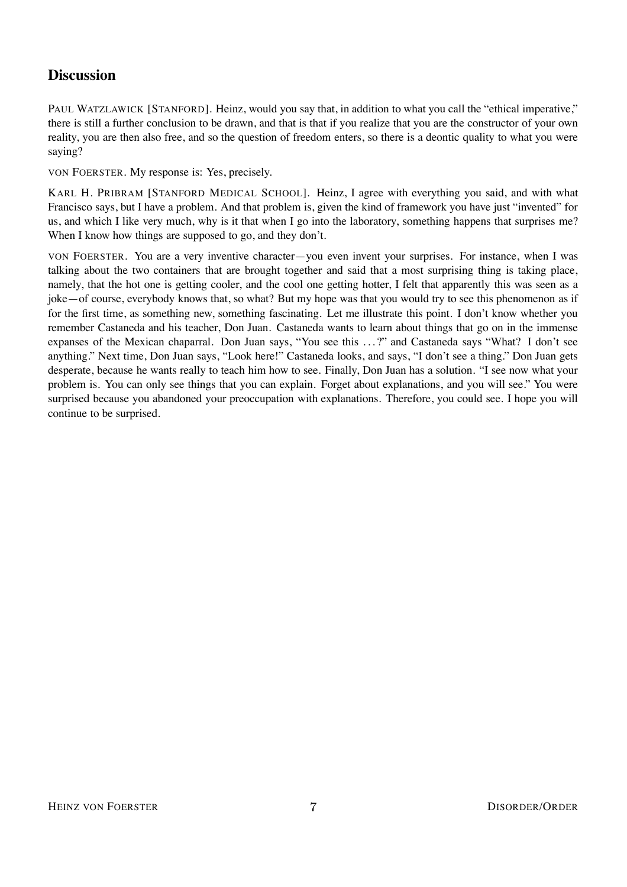## Discussion

PAUL WATZLAWICK [STANFORD]. Heinz, would you say that, in addition to what you call the "ethical imperative," there is still a further conclusion to be drawn, and that is that if you realize that you are the constructor of your own reality, you are then also free, and so the question of freedom enters, so there is a deontic quality to what you were saying?

VON FOERSTER. My response is: Yes, precisely.

KARL H. PRIBRAM [STANFORD MEDICAL SCHOOL]. Heinz, I agree with everything you said, and with what Francisco says, but I have a problem. And that problem is, given the kind of framework you have just "invented" for us, and which I like very much, why is it that when I go into the laboratory, something happens that surprises me? When I know how things are supposed to go, and they don't.

VON FOERSTER. You are a very inventive character—you even invent your surprises. For instance, when I was talking about the two containers that are brought together and said that a most surprising thing is taking place, namely, that the hot one is getting cooler, and the cool one getting hotter, I felt that apparently this was seen as a joke—of course, everybody knows that, so what? But my hope was that you would try to see this phenomenon as if for the first time, as something new, something fascinating. Let me illustrate this point. I don't know whether you remember Castaneda and his teacher, Don Juan. Castaneda wants to learn about things that go on in the immense expanses of the Mexican chaparral. Don Juan says, "You see this . . . ?" and Castaneda says "What? I don't see anything." Next time, Don Juan says, "Look here!" Castaneda looks, and says, "I don't see a thing." Don Juan gets desperate, because he wants really to teach him how to see. Finally, Don Juan has a solution. "I see now what your problem is. You can only see things that you can explain. Forget about explanations, and you will see." You were surprised because you abandoned your preoccupation with explanations. Therefore, you could see. I hope you will continue to be surprised.